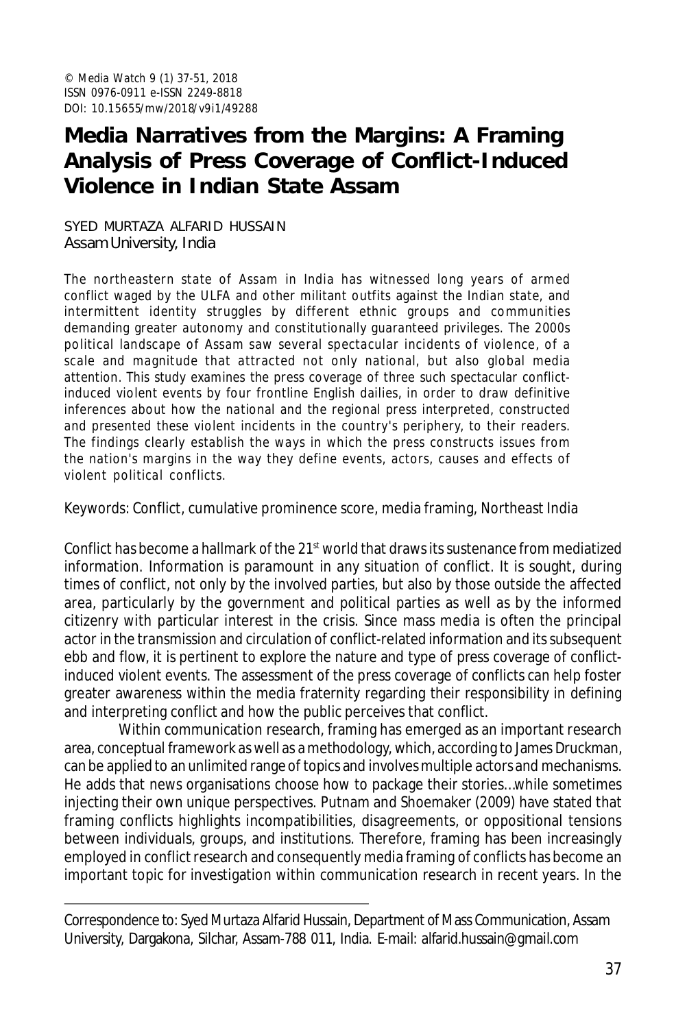© Media Watch 9 (1) 37-51, 2018
ISSN 0976-0911 e-ISSN 2249-8818
DOI: 10.15655/mw/2018/v9i1/49288

# Media Narratives from the Margins: A Framing Analysis of Press Coverage of Conflict-Induced Violence in Indian State Assam

SYED MURTAZA ALFARID HUSSAIN
Assam University, India

The northeastern state of Assam in India has witnessed long years of armed conflict waged by the ULFA and other militant outfits against the Indian state, and intermittent identity struggles by different ethnic groups and communities demanding greater autonomy and constitutionally guaranteed privileges. The 2000s political landscape of Assam saw several spectacular incidents of violence, of a scale and magnitude that attracted not only national, but also global media attention. This study examines the press coverage of three such spectacular conflict-induced violent events by four frontline English dailies, in order to draw definitive inferences about how the national and the regional press interpreted, constructed and presented these violent incidents in the country's periphery, to their readers. The findings clearly establish the ways in which the press constructs issues from the nation's margins in the way they define events, actors, causes and effects of violent political conflicts.

Keywords: Conflict, cumulative prominence score, media framing, Northeast India

Conflict has become a hallmark of the 21st world that draws its sustenance from mediatized information. Information is paramount in any situation of conflict. It is sought, during times of conflict, not only by the involved parties, but also by those outside the affected area, particularly by the government and political parties as well as by the informed citizenry with particular interest in the crisis. Since mass media is often the principal actor in the transmission and circulation of conflict-related information and its subsequent ebb and flow, it is pertinent to explore the nature and type of press coverage of conflict-induced violent events. The assessment of the press coverage of conflicts can help foster greater awareness within the media fraternity regarding their responsibility in defining and interpreting conflict and how the public perceives that conflict.

Within communication research, framing has emerged as an important research area, conceptual framework as well as a methodology, which, according to James Druckman, can be applied to an unlimited range of topics and involves multiple actors and mechanisms. He adds that news organisations choose how to package their stories…while sometimes injecting their own unique perspectives. Putnam and Shoemaker (2009) have stated that framing conflicts highlights incompatibilities, disagreements, or oppositional tensions between individuals, groups, and institutions. Therefore, framing has been increasingly employed in conflict research and consequently media framing of conflicts has become an important topic for investigation within communication research in recent years. In the

Correspondence to: Syed Murtaza Alfarid Hussain, Department of Mass Communication, Assam University, Dargakona, Silchar, Assam-788 011, India. E-mail: alfarid.hussain@gmail.com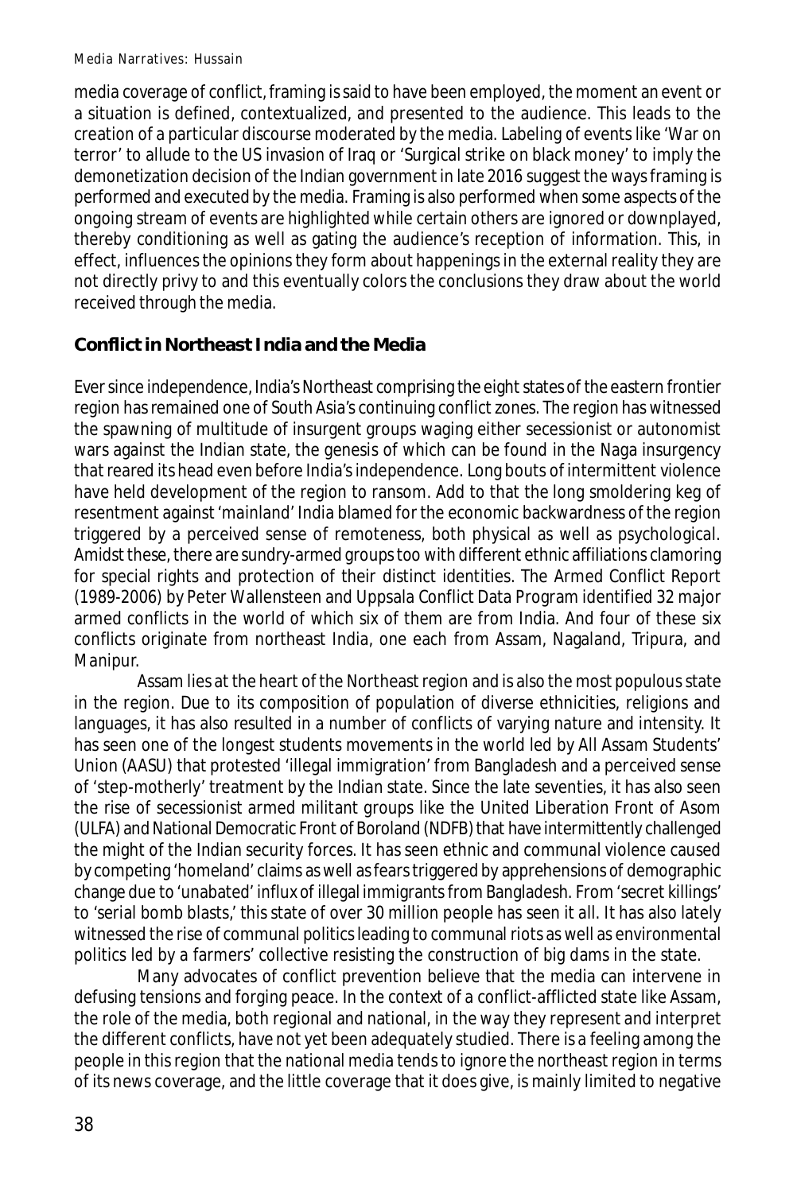media coverage of conflict, framing is said to have been employed, the moment an event or a situation is defined, contextualized, and presented to the audience. This leads to the creation of a particular discourse moderated by the media. Labeling of events like 'War on terror' to allude to the US invasion of Iraq or 'Surgical strike on black money' to imply the demonetization decision of the Indian government in late 2016 suggest the ways framing is performed and executed by the media. Framing is also performed when some aspects of the ongoing stream of events are highlighted while certain others are ignored or downplayed, thereby conditioning as well as gating the audience's reception of information. This, in effect, influences the opinions they form about happenings in the external reality they are not directly privy to and this eventually colors the conclusions they draw about the world received through the media.

**Conflict in Northeast India and the Media**

Ever since independence, India's Northeast comprising the eight states of the eastern frontier region has remained one of South Asia's continuing conflict zones. The region has witnessed the spawning of multitude of insurgent groups waging either secessionist or autonomist wars against the Indian state, the genesis of which can be found in the Naga insurgency that reared its head even before India's independence. Long bouts of intermittent violence have held development of the region to ransom. Add to that the long smoldering keg of resentment against 'mainland' India blamed for the economic backwardness of the region triggered by a perceived sense of remoteness, both physical as well as psychological. Amidst these, there are sundry-armed groups too with different ethnic affiliations clamoring for special rights and protection of their distinct identities. The Armed Conflict Report (1989-2006) by Peter Wallensteen and Uppsala Conflict Data Program identified 32 major armed conflicts in the world of which six of them are from India. And four of these six conflicts originate from northeast India, one each from Assam, Nagaland, Tripura, and Manipur.

Assam lies at the heart of the Northeast region and is also the most populous state in the region. Due to its composition of population of diverse ethnicities, religions and languages, it has also resulted in a number of conflicts of varying nature and intensity. It has seen one of the longest students movements in the world led by All Assam Students' Union (AASU) that protested 'illegal immigration' from Bangladesh and a perceived sense of 'step-motherly' treatment by the Indian state. Since the late seventies, it has also seen the rise of secessionist armed militant groups like the United Liberation Front of Asom (ULFA) and National Democratic Front of Boroland (NDFB) that have intermittently challenged the might of the Indian security forces. It has seen ethnic and communal violence caused by competing 'homeland' claims as well as fears triggered by apprehensions of demographic change due to 'unabated' influx of illegal immigrants from Bangladesh. From 'secret killings' to 'serial bomb blasts,' this state of over 30 million people has seen it all. It has also lately witnessed the rise of communal politics leading to communal riots as well as environmental politics led by a farmers' collective resisting the construction of big dams in the state.

Many advocates of conflict prevention believe that the media can intervene in defusing tensions and forging peace. In the context of a conflict-afflicted state like Assam, the role of the media, both regional and national, in the way they represent and interpret the different conflicts, have not yet been adequately studied. There is a feeling among the people in this region that the national media tends to ignore the northeast region in terms of its news coverage, and the little coverage that it does give, is mainly limited to negative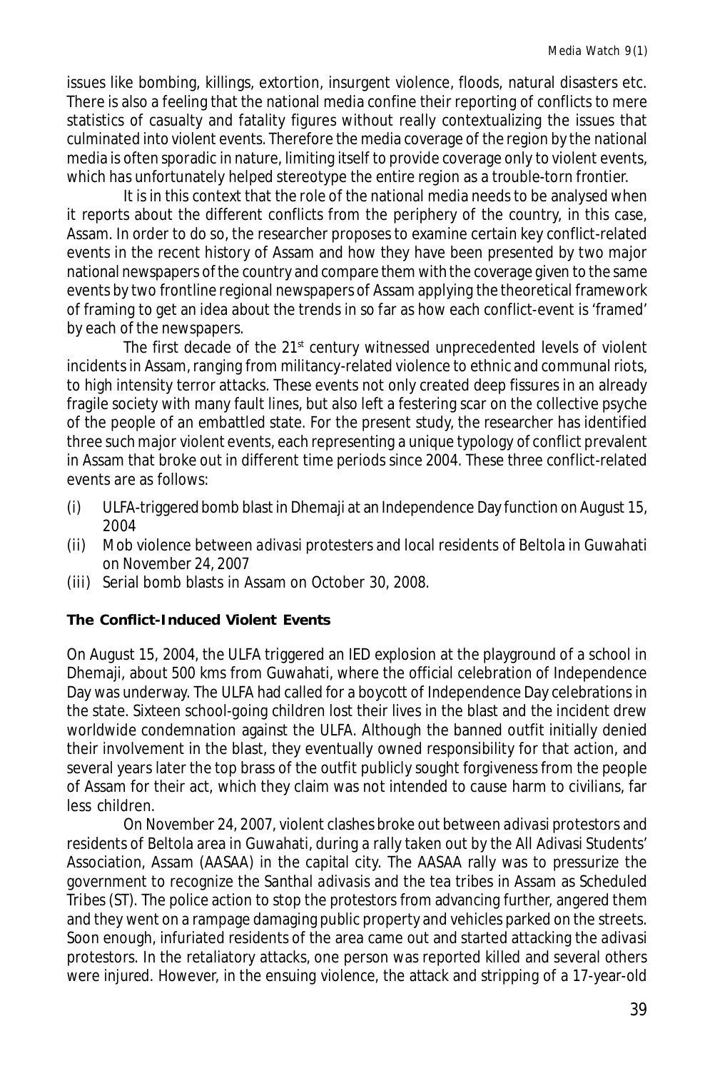issues like bombing, killings, extortion, insurgent violence, floods, natural disasters etc. There is also a feeling that the national media confine their reporting of conflicts to mere statistics of casualty and fatality figures without really contextualizing the issues that culminated into violent events. Therefore the media coverage of the region by the national media is often sporadic in nature, limiting itself to provide coverage only to violent events, which has unfortunately helped stereotype the entire region as a trouble-torn frontier.

It is in this context that the role of the national media needs to be analysed when it reports about the different conflicts from the periphery of the country, in this case, Assam. In order to do so, the researcher proposes to examine certain key conflict-related events in the recent history of Assam and how they have been presented by two major national newspapers of the country and compare them with the coverage given to the same events by two frontline regional newspapers of Assam applying the theoretical framework of framing to get an idea about the trends in so far as how each conflict-event is 'framed' by each of the newspapers.

The first decade of the 21st century witnessed unprecedented levels of violent incidents in Assam, ranging from militancy-related violence to ethnic and communal riots, to high intensity terror attacks. These events not only created deep fissures in an already fragile society with many fault lines, but also left a festering scar on the collective psyche of the people of an embattled state. For the present study, the researcher has identified three such major violent events, each representing a unique typology of conflict prevalent in Assam that broke out in different time periods since 2004. These three conflict-related events are as follows:

(i) ULFA-triggered bomb blast in Dhemaji at an Independence Day function on August 15, 2004

(ii) Mob violence between *adivasi* protesters and local residents of Beltola in Guwahati on November 24, 2007

(iii) Serial bomb blasts in Assam on October 30, 2008.

**The Conflict-Induced Violent Events**

On August 15, 2004, the ULFA triggered an IED explosion at the playground of a school in Dhemaji, about 500 kms from Guwahati, where the official celebration of Independence Day was underway. The ULFA had called for a boycott of Independence Day celebrations in the state. Sixteen school-going children lost their lives in the blast and the incident drew worldwide condemnation against the ULFA. Although the banned outfit initially denied their involvement in the blast, they eventually owned responsibility for that action, and several years later the top brass of the outfit publicly sought forgiveness from the people of Assam for their act, which they claim was not intended to cause harm to civilians, far less children.

On November 24, 2007, violent clashes broke out between *adivasi* protestors and residents of Beltola area in Guwahati, during a rally taken out by the All Adivasi Students' Association, Assam (AASAA) in the capital city. The AASAA rally was to pressurize the government to recognize the Santhal *adivasis* and the tea tribes in Assam as Scheduled Tribes (ST). The police action to stop the protestors from advancing further, angered them and they went on a rampage damaging public property and vehicles parked on the streets. Soon enough, infuriated residents of the area came out and started attacking the *adivasi* protestors. In the retaliatory attacks, one person was reported killed and several others were injured. However, in the ensuing violence, the attack and stripping of a 17-year-old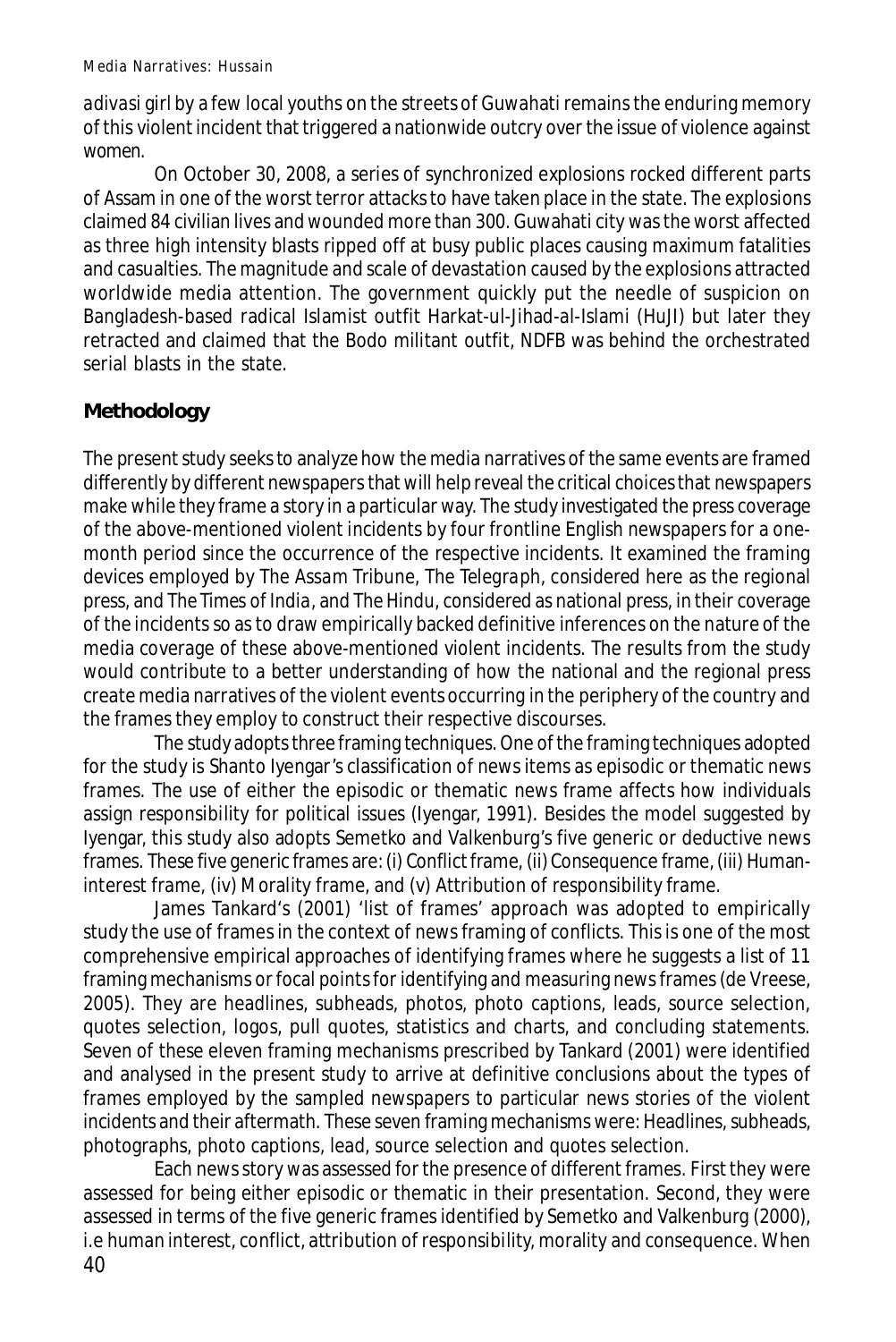*adivasi* girl by a few local youths on the streets of Guwahati remains the enduring memory of this violent incident that triggered a nationwide outcry over the issue of violence against women.

On October 30, 2008, a series of synchronized explosions rocked different parts of Assam in one of the worst terror attacks to have taken place in the state. The explosions claimed 84 civilian lives and wounded more than 300. Guwahati city was the worst affected as three high intensity blasts ripped off at busy public places causing maximum fatalities and casualties. The magnitude and scale of devastation caused by the explosions attracted worldwide media attention. The government quickly put the needle of suspicion on Bangladesh-based radical Islamist outfit Harkat-ul-Jihad-al-Islami (HuJI) but later they retracted and claimed that the Bodo militant outfit, NDFB was behind the orchestrated serial blasts in the state.

## Methodology

The present study seeks to analyze how the media narratives of the same events are framed differently by different newspapers that will help reveal the critical choices that newspapers make while they frame a story in a particular way. The study investigated the press coverage of the above-mentioned violent incidents by four frontline English newspapers for a one-month period since the occurrence of the respective incidents. It examined the framing devices employed by *The Assam Tribune*, *The Telegraph*, considered here as the regional press, and *The Times of India*, and *The Hindu*, considered as national press, in their coverage of the incidents so as to draw empirically backed definitive inferences on the nature of the media coverage of these above-mentioned violent incidents. The results from the study would contribute to a better understanding of how the national and the regional press create media narratives of the violent events occurring in the periphery of the country and the frames they employ to construct their respective discourses.

The study adopts three framing techniques. One of the framing techniques adopted for the study is Shanto Iyengar's classification of news items as episodic or thematic news frames. The use of either the episodic or thematic news frame affects how individuals assign responsibility for political issues (Iyengar, 1991). Besides the model suggested by Iyengar, this study also adopts Semetko and Valkenburg's five generic or deductive news frames. These five generic frames are: (i) Conflict frame, (ii) Consequence frame, (iii) Human-interest frame, (iv) Morality frame, and (v) Attribution of responsibility frame.

James Tankard's (2001) 'list of frames' approach was adopted to empirically study the use of frames in the context of news framing of conflicts. This is one of the most comprehensive empirical approaches of identifying frames where he suggests a list of 11 framing mechanisms or focal points for identifying and measuring news frames (de Vreese, 2005). They are headlines, subheads, photos, photo captions, leads, source selection, quotes selection, logos, pull quotes, statistics and charts, and concluding statements. Seven of these eleven framing mechanisms prescribed by Tankard (2001) were identified and analysed in the present study to arrive at definitive conclusions about the types of frames employed by the sampled newspapers to particular news stories of the violent incidents and their aftermath. These seven framing mechanisms were: Headlines, subheads, photographs, photo captions, lead, source selection and quotes selection.

Each news story was assessed for the presence of different frames. First they were assessed for being either episodic or thematic in their presentation. Second, they were assessed in terms of the five generic frames identified by Semetko and Valkenburg (2000), i.e human interest, conflict, attribution of responsibility, morality and consequence. When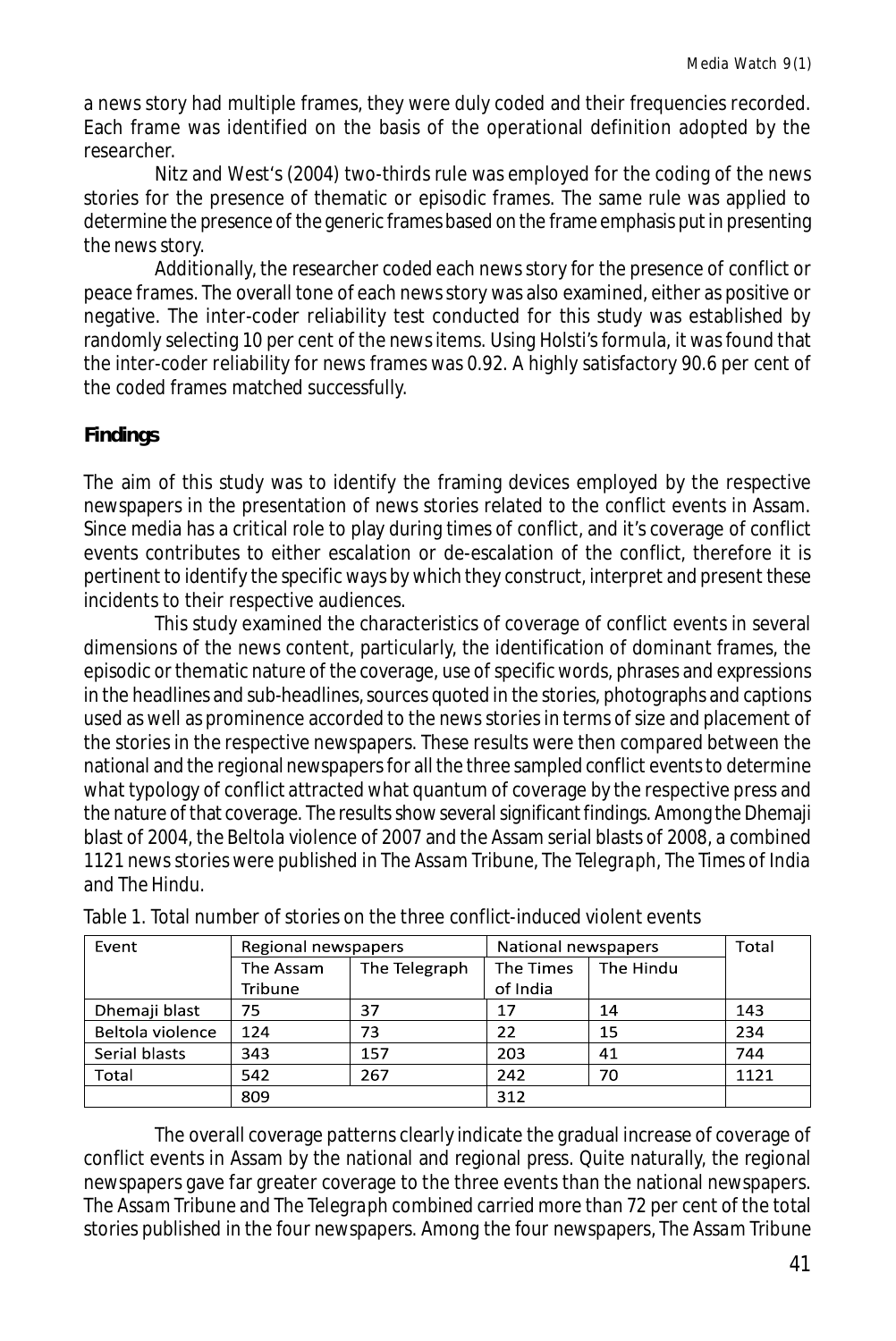a news story had multiple frames, they were duly coded and their frequencies recorded. Each frame was identified on the basis of the operational definition adopted by the researcher.

Nitz and West's (2004) two-thirds rule was employed for the coding of the news stories for the presence of thematic or episodic frames. The same rule was applied to determine the presence of the generic frames based on the frame emphasis put in presenting the news story.

Additionally, the researcher coded each news story for the presence of conflict or peace frames. The overall tone of each news story was also examined, either as positive or negative. The inter-coder reliability test conducted for this study was established by randomly selecting 10 per cent of the news items. Using Holsti's formula, it was found that the inter-coder reliability for news frames was 0.92. A highly satisfactory 90.6 per cent of the coded frames matched successfully.

## Findings

The aim of this study was to identify the framing devices employed by the respective newspapers in the presentation of news stories related to the conflict events in Assam. Since media has a critical role to play during times of conflict, and it's coverage of conflict events contributes to either escalation or de-escalation of the conflict, therefore it is pertinent to identify the specific ways by which they construct, interpret and present these incidents to their respective audiences.

This study examined the characteristics of coverage of conflict events in several dimensions of the news content, particularly, the identification of dominant frames, the episodic or thematic nature of the coverage, use of specific words, phrases and expressions in the headlines and sub-headlines, sources quoted in the stories, photographs and captions used as well as prominence accorded to the news stories in terms of size and placement of the stories in the respective newspapers. These results were then compared between the national and the regional newspapers for all the three sampled conflict events to determine what typology of conflict attracted what quantum of coverage by the respective press and the nature of that coverage. The results show several significant findings. Among the Dhemaji blast of 2004, the Beltola violence of 2007 and the Assam serial blasts of 2008, a combined 1121 news stories were published in *The Assam Tribune*, *The Telegraph*, *The Times of India* and *The Hindu*.

Table 1. Total number of stories on the three conflict-induced violent events

| Event | Regional newspapers | | National newspapers | | Total |
|---|---|---|---|---|---|
| | The Assam Tribune | The Telegraph | The Times of India | The Hindu | |
| Dhemaji blast | 75 | 37 | 17 | 14 | 143 |
| Beltola violence | 124 | 73 | 22 | 15 | 234 |
| Serial blasts | 343 | 157 | 203 | 41 | 744 |
| Total | 542 | 267 | 242 | 70 | 1121 |
| | 809 | | 312 | | |

The overall coverage patterns clearly indicate the gradual increase of coverage of conflict events in Assam by the national and regional press. Quite naturally, the regional newspapers gave far greater coverage to the three events than the national newspapers. *The Assam Tribune* and *The Telegraph* combined carried more than 72 per cent of the total stories published in the four newspapers. Among the four newspapers, *The Assam Tribune*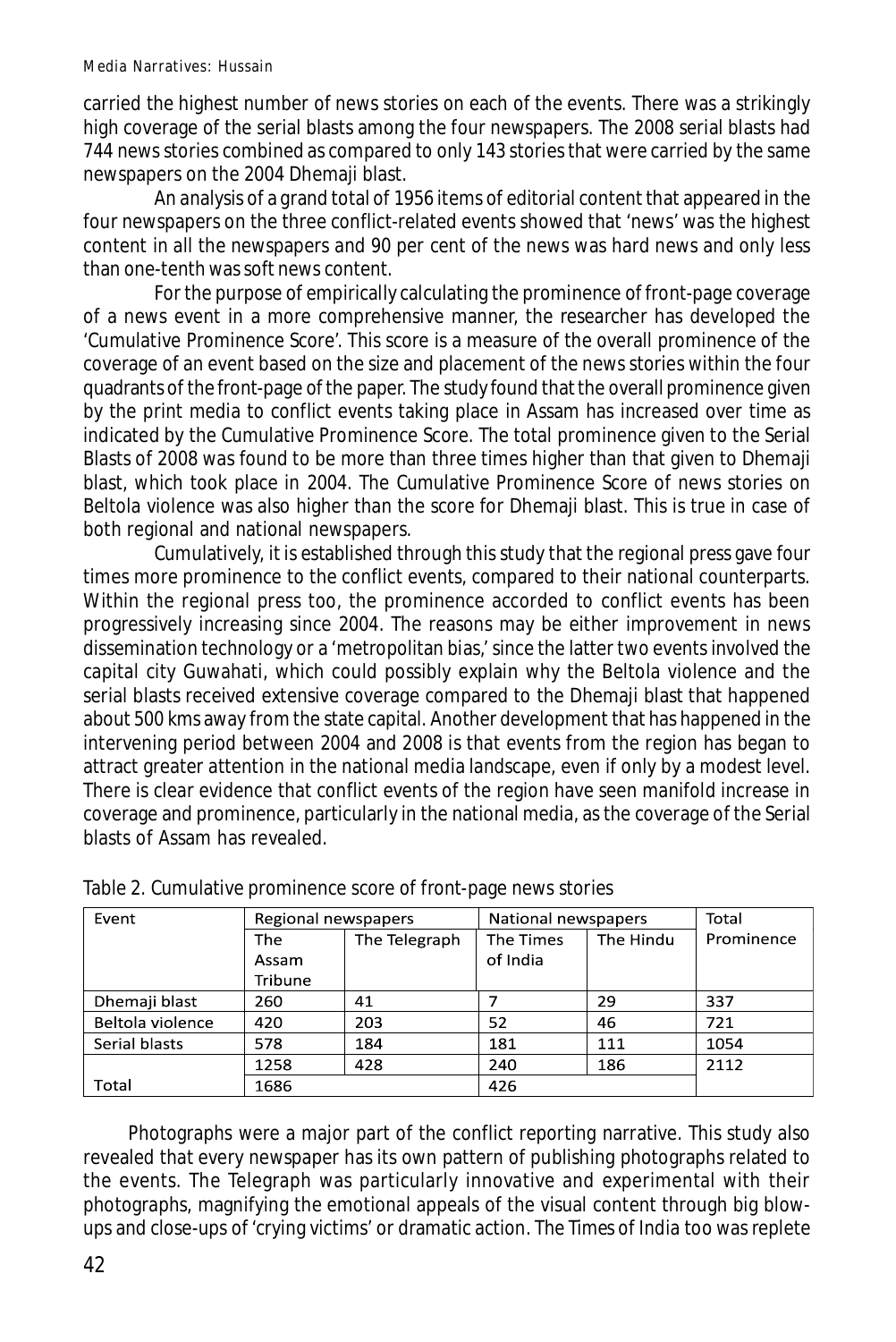carried the highest number of news stories on each of the events. There was a strikingly high coverage of the serial blasts among the four newspapers. The 2008 serial blasts had 744 news stories combined as compared to only 143 stories that were carried by the same newspapers on the 2004 Dhemaji blast.

An analysis of a grand total of 1956 items of editorial content that appeared in the four newspapers on the three conflict-related events showed that 'news' was the highest content in all the newspapers and 90 per cent of the news was hard news and only less than one-tenth was soft news content.

For the purpose of empirically calculating the prominence of front-page coverage of a news event in a more comprehensive manner, the researcher has developed the 'Cumulative Prominence Score'. This score is a measure of the overall prominence of the coverage of an event based on the size and placement of the news stories within the four quadrants of the front-page of the paper. The study found that the overall prominence given by the print media to conflict events taking place in Assam has increased over time as indicated by the Cumulative Prominence Score. The total prominence given to the Serial Blasts of 2008 was found to be more than three times higher than that given to Dhemaji blast, which took place in 2004. The Cumulative Prominence Score of news stories on Beltola violence was also higher than the score for Dhemaji blast. This is true in case of both regional and national newspapers.

Cumulatively, it is established through this study that the regional press gave four times more prominence to the conflict events, compared to their national counterparts. Within the regional press too, the prominence accorded to conflict events has been progressively increasing since 2004. The reasons may be either improvement in news dissemination technology or a 'metropolitan bias,' since the latter two events involved the capital city Guwahati, which could possibly explain why the Beltola violence and the serial blasts received extensive coverage compared to the Dhemaji blast that happened about 500 kms away from the state capital. Another development that has happened in the intervening period between 2004 and 2008 is that events from the region has began to attract greater attention in the national media landscape, even if only by a modest level. There is clear evidence that conflict events of the region have seen manifold increase in coverage and prominence, particularly in the national media, as the coverage of the Serial blasts of Assam has revealed.

Table 2. Cumulative prominence score of front-page news stories

| Event | Regional newspapers | | National newspapers | | Total Prominence |
|---|---|---|---|---|---|
| | The Assam Tribune | The Telegraph | The Times of India | The Hindu | |
| Dhemaji blast | 260 | 41 | 7 | 29 | 337 |
| Beltola violence | 420 | 203 | 52 | 46 | 721 |
| Serial blasts | 578 | 184 | 181 | 111 | 1054 |
| | 1258 | 428 | 240 | 186 | 2112 |
| Total | 1686 | | 426 | | |

Photographs were a major part of the conflict reporting narrative. This study also revealed that every newspaper has its own pattern of publishing photographs related to the events. The Telegraph was particularly innovative and experimental with their photographs, magnifying the emotional appeals of the visual content through big blow-ups and close-ups of 'crying victims' or dramatic action. The Times of India too was replete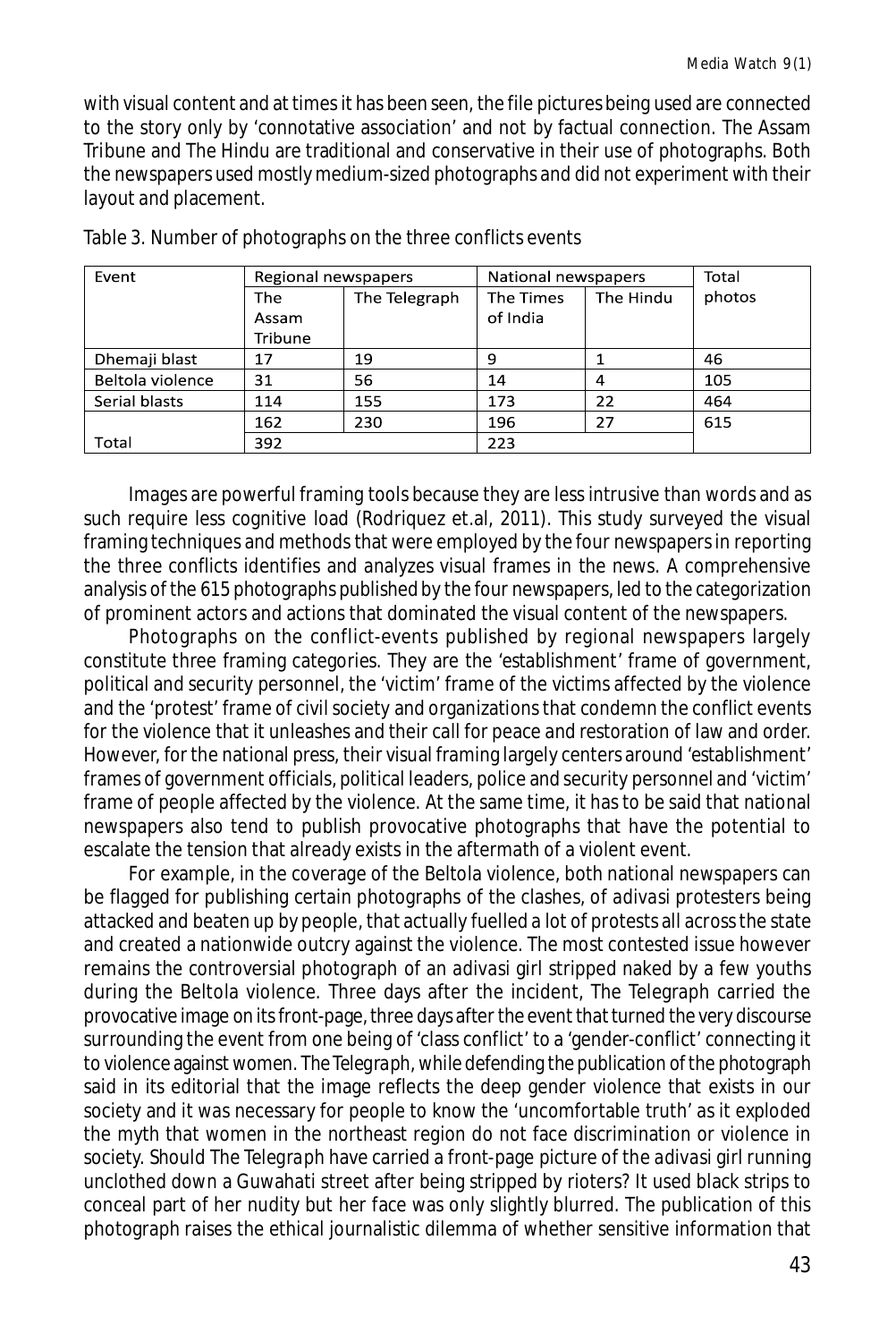with visual content and at times it has been seen, the file pictures being used are connected to the story only by 'connotative association' and not by factual connection. The Assam Tribune and The Hindu are traditional and conservative in their use of photographs. Both the newspapers used mostly medium-sized photographs and did not experiment with their layout and placement.

Table 3. Number of photographs on the three conflicts events

| Event | Regional newspapers | | National newspapers | | Total photos |
|---|---|---|---|---|---|
| | The Assam Tribune | The Telegraph | The Times of India | The Hindu | |
| Dhemaji blast | 17 | 19 | 9 | 1 | 46 |
| Beltola violence | 31 | 56 | 14 | 4 | 105 |
| Serial blasts | 114 | 155 | 173 | 22 | 464 |
| | 162 | 230 | 196 | 27 | 615 |
| Total | 392 | | 223 | | |

Images are powerful framing tools because they are less intrusive than words and as such require less cognitive load (Rodriquez et.al, 2011). This study surveyed the visual framing techniques and methods that were employed by the four newspapers in reporting the three conflicts identifies and analyzes visual frames in the news. A comprehensive analysis of the 615 photographs published by the four newspapers, led to the categorization of prominent actors and actions that dominated the visual content of the newspapers.

Photographs on the conflict-events published by regional newspapers largely constitute three framing categories. They are the 'establishment' frame of government, political and security personnel, the 'victim' frame of the victims affected by the violence and the 'protest' frame of civil society and organizations that condemn the conflict events for the violence that it unleashes and their call for peace and restoration of law and order. However, for the national press, their visual framing largely centers around 'establishment' frames of government officials, political leaders, police and security personnel and 'victim' frame of people affected by the violence. At the same time, it has to be said that national newspapers also tend to publish provocative photographs that have the potential to escalate the tension that already exists in the aftermath of a violent event.

For example, in the coverage of the Beltola violence, both national newspapers can be flagged for publishing certain photographs of the clashes, of *adivasi* protesters being attacked and beaten up by people, that actually fuelled a lot of protests all across the state and created a nationwide outcry against the violence. The most contested issue however remains the controversial photograph of an *adivasi* girl stripped naked by a few youths during the Beltola violence. Three days after the incident, The Telegraph carried the provocative image on its front-page, three days after the event that turned the very discourse surrounding the event from one being of 'class conflict' to a 'gender-conflict' connecting it to violence against women. *The Telegraph*, while defending the publication of the photograph said in its editorial that the image reflects the deep gender violence that exists in our society and it was necessary for people to know the 'uncomfortable truth' as it exploded the myth that women in the northeast region do not face discrimination or violence in society. *Should The Telegraph have carried a front-page picture of the adivasi girl running unclothed down a Guwahati street after being stripped by rioters?* It used black strips to conceal part of her nudity but her face was only slightly blurred. The publication of this photograph raises the ethical journalistic dilemma of whether sensitive information that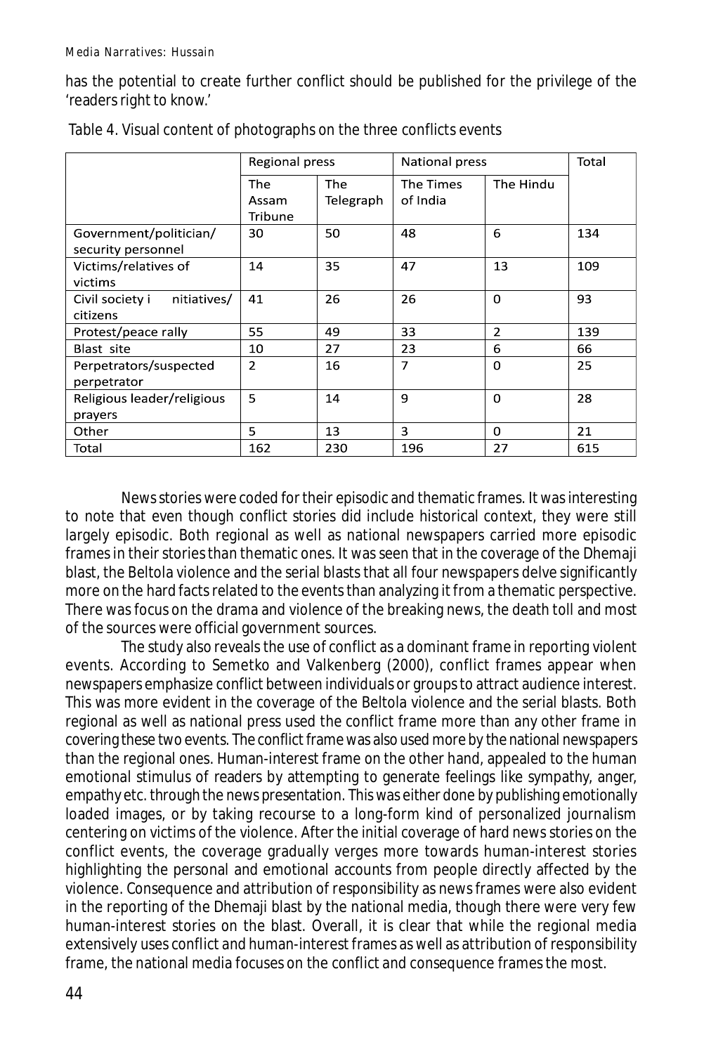has the potential to create further conflict should be published for the privilege of the 'readers right to know.'

Table 4. Visual content of photographs on the three conflicts events

| | Regional press | | National press | | Total |
|---|---|---|---|---|---|
| | The Assam Tribune | The Telegraph | The Times of India | The Hindu | |
| Government/politician/ security personnel | 30 | 50 | 48 | 6 | 134 |
| Victims/relatives of victims | 14 | 35 | 47 | 13 | 109 |
| Civil society i nitiatives/ citizens | 41 | 26 | 26 | 0 | 93 |
| Protest/peace rally | 55 | 49 | 33 | 2 | 139 |
| Blast site | 10 | 27 | 23 | 6 | 66 |
| Perpetrators/suspected perpetrator | 2 | 16 | 7 | 0 | 25 |
| Religious leader/religious prayers | 5 | 14 | 9 | 0 | 28 |
| Other | 5 | 13 | 3 | 0 | 21 |
| Total | 162 | 230 | 196 | 27 | 615 |

News stories were coded for their episodic and thematic frames. It was interesting to note that even though conflict stories did include historical context, they were still largely episodic. Both regional as well as national newspapers carried more episodic frames in their stories than thematic ones. It was seen that in the coverage of the Dhemaji blast, the Beltola violence and the serial blasts that all four newspapers delve significantly more on the hard facts related to the events than analyzing it from a thematic perspective. There was focus on the drama and violence of the breaking news, the death toll and most of the sources were official government sources.

The study also reveals the use of conflict as a dominant frame in reporting violent events. According to Semetko and Valkenberg (2000), conflict frames appear when newspapers emphasize conflict between individuals or groups to attract audience interest. This was more evident in the coverage of the Beltola violence and the serial blasts. Both regional as well as national press used the conflict frame more than any other frame in covering these two events. The conflict frame was also used more by the national newspapers than the regional ones. Human-interest frame on the other hand, appealed to the human emotional stimulus of readers by attempting to generate feelings like sympathy, anger, empathy etc. through the news presentation. This was either done by publishing emotionally loaded images, or by taking recourse to a long-form kind of personalized journalism centering on victims of the violence. After the initial coverage of hard news stories on the conflict events, the coverage gradually verges more towards human-interest stories highlighting the personal and emotional accounts from people directly affected by the violence. Consequence and attribution of responsibility as news frames were also evident in the reporting of the Dhemaji blast by the national media, though there were very few human-interest stories on the blast. Overall, it is clear that while the regional media extensively uses conflict and human-interest frames as well as attribution of responsibility frame, the national media focuses on the conflict and consequence frames the most.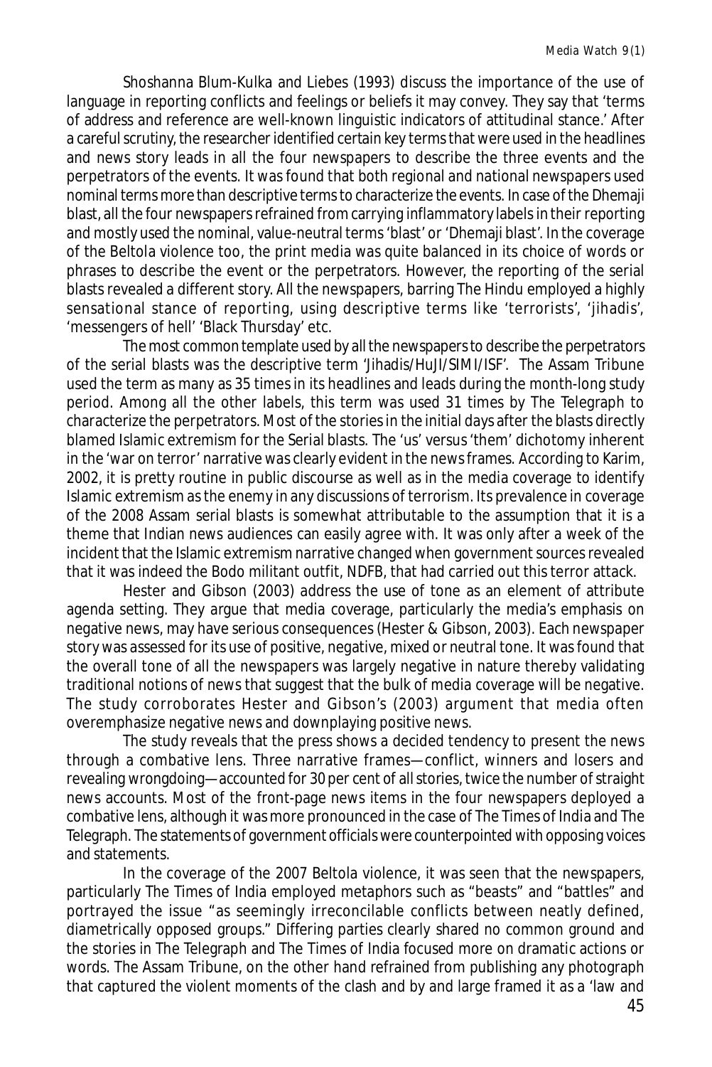Shoshanna Blum-Kulka and Liebes (1993) discuss the importance of the use of language in reporting conflicts and feelings or beliefs it may convey. They say that 'terms of address and reference are well-known linguistic indicators of attitudinal stance.' After a careful scrutiny, the researcher identified certain key terms that were used in the headlines and news story leads in all the four newspapers to describe the three events and the perpetrators of the events. It was found that both regional and national newspapers used nominal terms more than descriptive terms to characterize the events. In case of the Dhemaji blast, all the four newspapers refrained from carrying inflammatory labels in their reporting and mostly used the nominal, value-neutral terms 'blast' or 'Dhemaji blast'. In the coverage of the Beltola violence too, the print media was quite balanced in its choice of words or phrases to describe the event or the perpetrators. However, the reporting of the serial blasts revealed a different story. All the newspapers, barring The Hindu employed a highly sensational stance of reporting, using descriptive terms like 'terrorists', 'jihadis', 'messengers of hell' 'Black Thursday' etc.

The most common template used by all the newspapers to describe the perpetrators of the serial blasts was the descriptive term 'Jihadis/HuJI/SIMI/ISF'. The Assam Tribune used the term as many as 35 times in its headlines and leads during the month-long study period. Among all the other labels, this term was used 31 times by The Telegraph to characterize the perpetrators. Most of the stories in the initial days after the blasts directly blamed Islamic extremism for the Serial blasts. The 'us' versus 'them' dichotomy inherent in the 'war on terror' narrative was clearly evident in the news frames. According to Karim, 2002, it is pretty routine in public discourse as well as in the media coverage to identify Islamic extremism as the enemy in any discussions of terrorism. Its prevalence in coverage of the 2008 Assam serial blasts is somewhat attributable to the assumption that it is a theme that Indian news audiences can easily agree with. It was only after a week of the incident that the Islamic extremism narrative changed when government sources revealed that it was indeed the Bodo militant outfit, NDFB, that had carried out this terror attack.

Hester and Gibson (2003) address the use of tone as an element of attribute agenda setting. They argue that media coverage, particularly the media's emphasis on negative news, may have serious consequences (Hester & Gibson, 2003). Each newspaper story was assessed for its use of positive, negative, mixed or neutral tone. It was found that the overall tone of all the newspapers was largely negative in nature thereby validating traditional notions of news that suggest that the bulk of media coverage will be negative. The study corroborates Hester and Gibson's (2003) argument that media often overemphasize negative news and downplaying positive news.

The study reveals that the press shows a decided tendency to present the news through a combative lens. Three narrative frames—conflict, winners and losers and revealing wrongdoing—accounted for 30 per cent of all stories, twice the number of straight news accounts. Most of the front-page news items in the four newspapers deployed a combative lens, although it was more pronounced in the case of The Times of India and The Telegraph. The statements of government officials were counterpointed with opposing voices and statements.

In the coverage of the 2007 Beltola violence, it was seen that the newspapers, particularly The Times of India employed metaphors such as "beasts" and "battles" and portrayed the issue "as seemingly irreconcilable conflicts between neatly defined, diametrically opposed groups." Differing parties clearly shared no common ground and the stories in The Telegraph and The Times of India focused more on dramatic actions or words. The Assam Tribune, on the other hand refrained from publishing any photograph that captured the violent moments of the clash and by and large framed it as a 'law and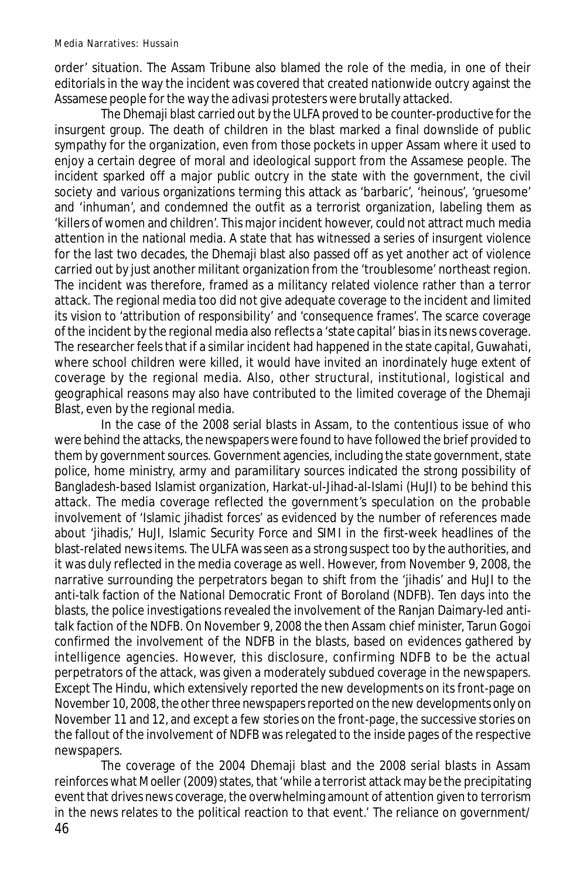order' situation. The Assam Tribune also blamed the role of the media, in one of their editorials in the way the incident was covered that created nationwide outcry against the Assamese people for the way the adivasi protesters were brutally attacked.

The Dhemaji blast carried out by the ULFA proved to be counter-productive for the insurgent group. The death of children in the blast marked a final downslide of public sympathy for the organization, even from those pockets in upper Assam where it used to enjoy a certain degree of moral and ideological support from the Assamese people. The incident sparked off a major public outcry in the state with the government, the civil society and various organizations terming this attack as 'barbaric', 'heinous', 'gruesome' and 'inhuman', and condemned the outfit as a terrorist organization, labeling them as 'killers of women and children'. This major incident however, could not attract much media attention in the national media. A state that has witnessed a series of insurgent violence for the last two decades, the Dhemaji blast also passed off as yet another act of violence carried out by just another militant organization from the 'troublesome' northeast region. The incident was therefore, framed as a militancy related violence rather than a terror attack. The regional media too did not give adequate coverage to the incident and limited its vision to 'attribution of responsibility' and 'consequence frames'. The scarce coverage of the incident by the regional media also reflects a 'state capital' bias in its news coverage. The researcher feels that if a similar incident had happened in the state capital, Guwahati, where school children were killed, it would have invited an inordinately huge extent of coverage by the regional media. Also, other structural, institutional, logistical and geographical reasons may also have contributed to the limited coverage of the Dhemaji Blast, even by the regional media.

In the case of the 2008 serial blasts in Assam, to the contentious issue of who were behind the attacks, the newspapers were found to have followed the brief provided to them by government sources. Government agencies, including the state government, state police, home ministry, army and paramilitary sources indicated the strong possibility of Bangladesh-based Islamist organization, Harkat-ul-Jihad-al-Islami (HuJI) to be behind this attack. The media coverage reflected the government's speculation on the probable involvement of 'Islamic jihadist forces' as evidenced by the number of references made about 'jihadis,' HuJI, Islamic Security Force and SIMI in the first-week headlines of the blast-related news items. The ULFA was seen as a strong suspect too by the authorities, and it was duly reflected in the media coverage as well. However, from November 9, 2008, the narrative surrounding the perpetrators began to shift from the 'jihadis' and HuJI to the anti-talk faction of the National Democratic Front of Boroland (NDFB). Ten days into the blasts, the police investigations revealed the involvement of the Ranjan Daimary-led anti-talk faction of the NDFB. On November 9, 2008 the then Assam chief minister, Tarun Gogoi confirmed the involvement of the NDFB in the blasts, based on evidences gathered by intelligence agencies. However, this disclosure, confirming NDFB to be the actual perpetrators of the attack, was given a moderately subdued coverage in the newspapers. Except The Hindu, which extensively reported the new developments on its front-page on November 10, 2008, the other three newspapers reported on the new developments only on November 11 and 12, and except a few stories on the front-page, the successive stories on the fallout of the involvement of NDFB was relegated to the inside pages of the respective newspapers.

The coverage of the 2004 Dhemaji blast and the 2008 serial blasts in Assam reinforces what Moeller (2009) states, that 'while a terrorist attack may be the precipitating event that drives news coverage, the overwhelming amount of attention given to terrorism in the news relates to the political reaction to that event.' The reliance on government/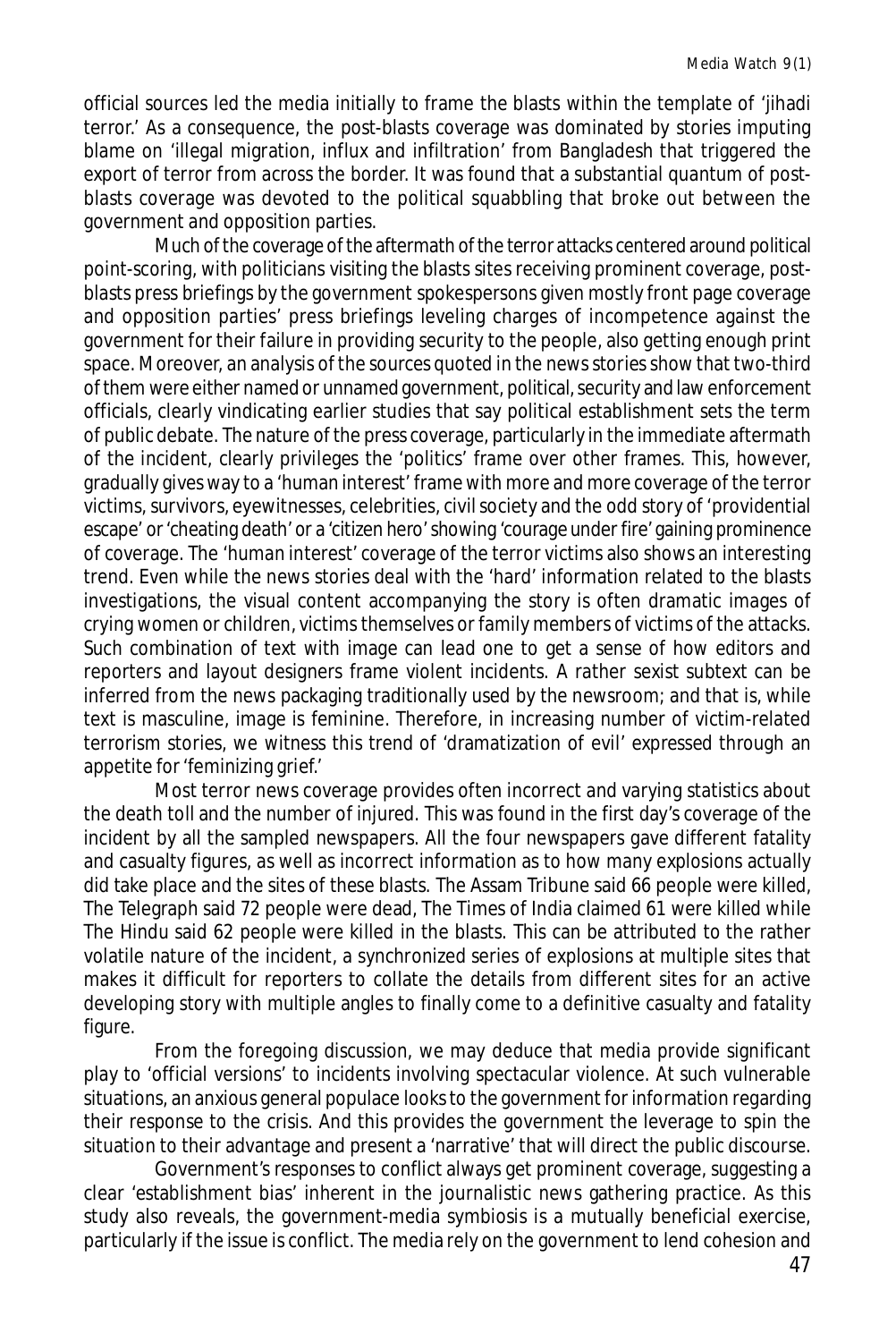official sources led the media initially to frame the blasts within the template of 'jihadi terror.' As a consequence, the post-blasts coverage was dominated by stories imputing blame on 'illegal migration, influx and infiltration' from Bangladesh that triggered the export of terror from across the border. It was found that a substantial quantum of post-blasts coverage was devoted to the political squabbling that broke out between the government and opposition parties.

Much of the coverage of the aftermath of the terror attacks centered around political point-scoring, with politicians visiting the blasts sites receiving prominent coverage, post-blasts press briefings by the government spokespersons given mostly front page coverage and opposition parties' press briefings leveling charges of incompetence against the government for their failure in providing security to the people, also getting enough print space. Moreover, an analysis of the sources quoted in the news stories show that two-third of them were either named or unnamed government, political, security and law enforcement officials, clearly vindicating earlier studies that say political establishment sets the term of public debate. The nature of the press coverage, particularly in the immediate aftermath of the incident, clearly privileges the 'politics' frame over other frames. This, however, gradually gives way to a 'human interest' frame with more and more coverage of the terror victims, survivors, eyewitnesses, celebrities, civil society and the odd story of 'providential escape' or 'cheating death' or a 'citizen hero' showing 'courage under fire' gaining prominence of coverage. The 'human interest' coverage of the terror victims also shows an interesting trend. Even while the news stories deal with the 'hard' information related to the blasts investigations, the visual content accompanying the story is often dramatic images of crying women or children, victims themselves or family members of victims of the attacks. Such combination of text with image can lead one to get a sense of how editors and reporters and layout designers frame violent incidents. A rather sexist subtext can be inferred from the news packaging traditionally used by the newsroom; and that is, while text is masculine, image is feminine. Therefore, in increasing number of victim-related terrorism stories, we witness this trend of 'dramatization of evil' expressed through an appetite for 'feminizing grief.'

Most terror news coverage provides often incorrect and varying statistics about the death toll and the number of injured. This was found in the first day's coverage of the incident by all the sampled newspapers. All the four newspapers gave different fatality and casualty figures, as well as incorrect information as to how many explosions actually did take place and the sites of these blasts. The Assam Tribune said 66 people were killed, The Telegraph said 72 people were dead, The Times of India claimed 61 were killed while The Hindu said 62 people were killed in the blasts. This can be attributed to the rather volatile nature of the incident, a synchronized series of explosions at multiple sites that makes it difficult for reporters to collate the details from different sites for an active developing story with multiple angles to finally come to a definitive casualty and fatality figure.

From the foregoing discussion, we may deduce that media provide significant play to 'official versions' to incidents involving spectacular violence. At such vulnerable situations, an anxious general populace looks to the government for information regarding their response to the crisis. And this provides the government the leverage to spin the situation to their advantage and present a 'narrative' that will direct the public discourse.

Government's responses to conflict always get prominent coverage, suggesting a clear 'establishment bias' inherent in the journalistic news gathering practice. As this study also reveals, the government-media symbiosis is a mutually beneficial exercise, particularly if the issue is conflict. The media rely on the government to lend cohesion and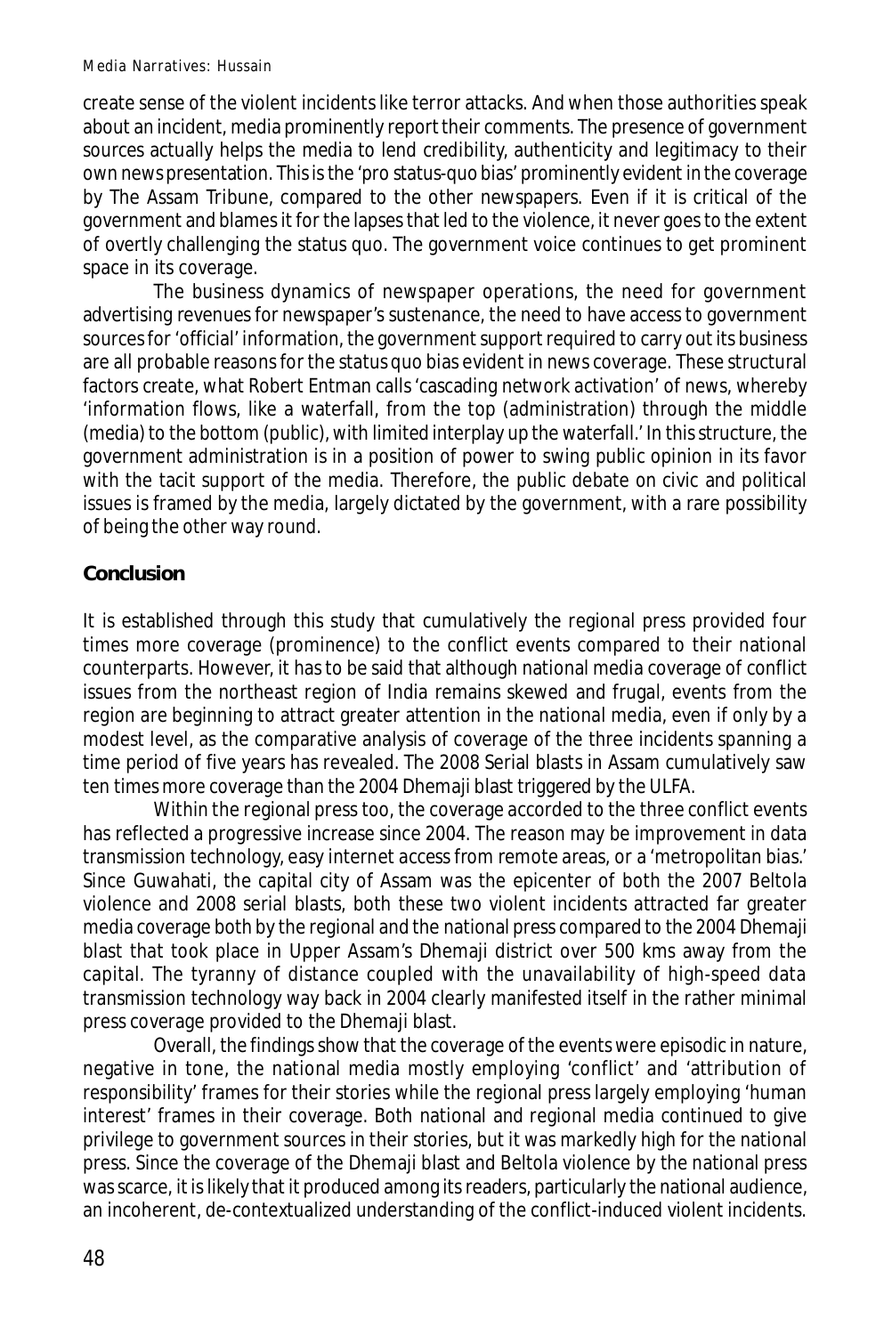create sense of the violent incidents like terror attacks. And when those authorities speak about an incident, media prominently report their comments. The presence of government sources actually helps the media to lend credibility, authenticity and legitimacy to their own news presentation. This is the 'pro status-quo bias' prominently evident in the coverage by The Assam Tribune, compared to the other newspapers. Even if it is critical of the government and blames it for the lapses that led to the violence, it never goes to the extent of overtly challenging the status quo. The government voice continues to get prominent space in its coverage.

The business dynamics of newspaper operations, the need for government advertising revenues for newspaper's sustenance, the need to have access to government sources for 'official' information, the government support required to carry out its business are all probable reasons for the status quo bias evident in news coverage. These structural factors create, what Robert Entman calls 'cascading network activation' of news, whereby 'information flows, like a waterfall, from the top (administration) through the middle (media) to the bottom (public), with limited interplay up the waterfall.' In this structure, the government administration is in a position of power to swing public opinion in its favor with the tacit support of the media. Therefore, the public debate on civic and political issues is framed by the media, largely dictated by the government, with a rare possibility of being the other way round.

## Conclusion

It is established through this study that cumulatively the regional press provided four times more coverage (prominence) to the conflict events compared to their national counterparts. However, it has to be said that although national media coverage of conflict issues from the northeast region of India remains skewed and frugal, events from the region are beginning to attract greater attention in the national media, even if only by a modest level, as the comparative analysis of coverage of the three incidents spanning a time period of five years has revealed. The 2008 Serial blasts in Assam cumulatively saw ten times more coverage than the 2004 Dhemaji blast triggered by the ULFA.

Within the regional press too, the coverage accorded to the three conflict events has reflected a progressive increase since 2004. The reason may be improvement in data transmission technology, easy internet access from remote areas, or a 'metropolitan bias.' Since Guwahati, the capital city of Assam was the epicenter of both the 2007 Beltola violence and 2008 serial blasts, both these two violent incidents attracted far greater media coverage both by the regional and the national press compared to the 2004 Dhemaji blast that took place in Upper Assam's Dhemaji district over 500 kms away from the capital. The tyranny of distance coupled with the unavailability of high-speed data transmission technology way back in 2004 clearly manifested itself in the rather minimal press coverage provided to the Dhemaji blast.

Overall, the findings show that the coverage of the events were episodic in nature, negative in tone, the national media mostly employing 'conflict' and 'attribution of responsibility' frames for their stories while the regional press largely employing 'human interest' frames in their coverage. Both national and regional media continued to give privilege to government sources in their stories, but it was markedly high for the national press. Since the coverage of the Dhemaji blast and Beltola violence by the national press was scarce, it is likely that it produced among its readers, particularly the national audience, an incoherent, de-contextualized understanding of the conflict-induced violent incidents.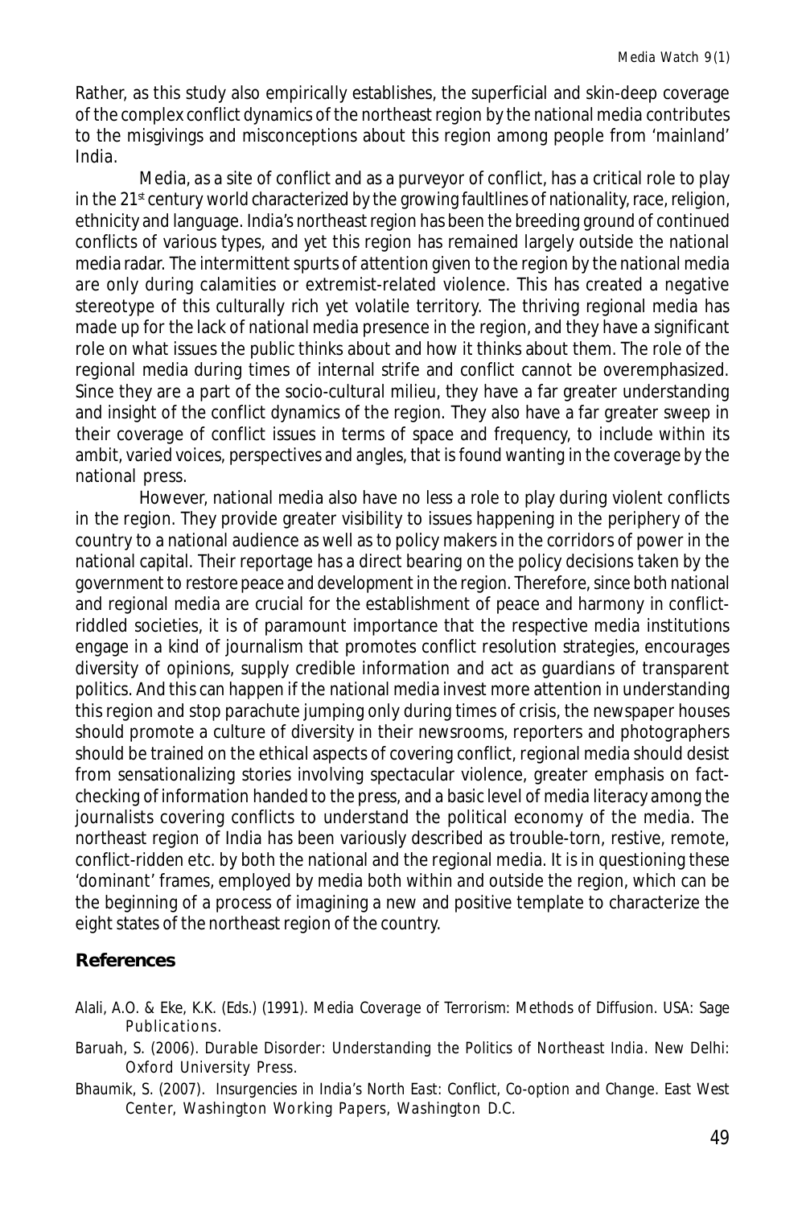Rather, as this study also empirically establishes, the superficial and skin-deep coverage of the complex conflict dynamics of the northeast region by the national media contributes to the misgivings and misconceptions about this region among people from 'mainland' India.

Media, as a site of conflict and as a purveyor of conflict, has a critical role to play in the 21st century world characterized by the growing faultlines of nationality, race, religion, ethnicity and language. India's northeast region has been the breeding ground of continued conflicts of various types, and yet this region has remained largely outside the national media radar. The intermittent spurts of attention given to the region by the national media are only during calamities or extremist-related violence. This has created a negative stereotype of this culturally rich yet volatile territory. The thriving regional media has made up for the lack of national media presence in the region, and they have a significant role on what issues the public thinks about and how it thinks about them. The role of the regional media during times of internal strife and conflict cannot be overemphasized. Since they are a part of the socio-cultural milieu, they have a far greater understanding and insight of the conflict dynamics of the region. They also have a far greater sweep in their coverage of conflict issues in terms of space and frequency, to include within its ambit, varied voices, perspectives and angles, that is found wanting in the coverage by the national press.

However, national media also have no less a role to play during violent conflicts in the region. They provide greater visibility to issues happening in the periphery of the country to a national audience as well as to policy makers in the corridors of power in the national capital. Their reportage has a direct bearing on the policy decisions taken by the government to restore peace and development in the region. Therefore, since both national and regional media are crucial for the establishment of peace and harmony in conflict-riddled societies, it is of paramount importance that the respective media institutions engage in a kind of journalism that promotes conflict resolution strategies, encourages diversity of opinions, supply credible information and act as guardians of transparent politics. And this can happen if the national media invest more attention in understanding this region and stop parachute jumping only during times of crisis, the newspaper houses should promote a culture of diversity in their newsrooms, reporters and photographers should be trained on the ethical aspects of covering conflict, regional media should desist from sensationalizing stories involving spectacular violence, greater emphasis on fact-checking of information handed to the press, and a basic level of media literacy among the journalists covering conflicts to understand the political economy of the media. The northeast region of India has been variously described as trouble-torn, restive, remote, conflict-ridden etc. by both the national and the regional media. It is in questioning these 'dominant' frames, employed by media both within and outside the region, which can be the beginning of a process of imagining a new and positive template to characterize the eight states of the northeast region of the country.

## References

Alali, A.O. & Eke, K.K. (Eds.) (1991). *Media Coverage of Terrorism: Methods of Diffusion*. USA: Sage Publications.

Baruah, S. (2006). *Durable Disorder: Understanding the Politics of Northeast India*. New Delhi: Oxford University Press.

Bhaumik, S. (2007). *Insurgencies in India's North East: Conflict, Co-option and Change*. East West Center, Washington Working Papers, Washington D.C.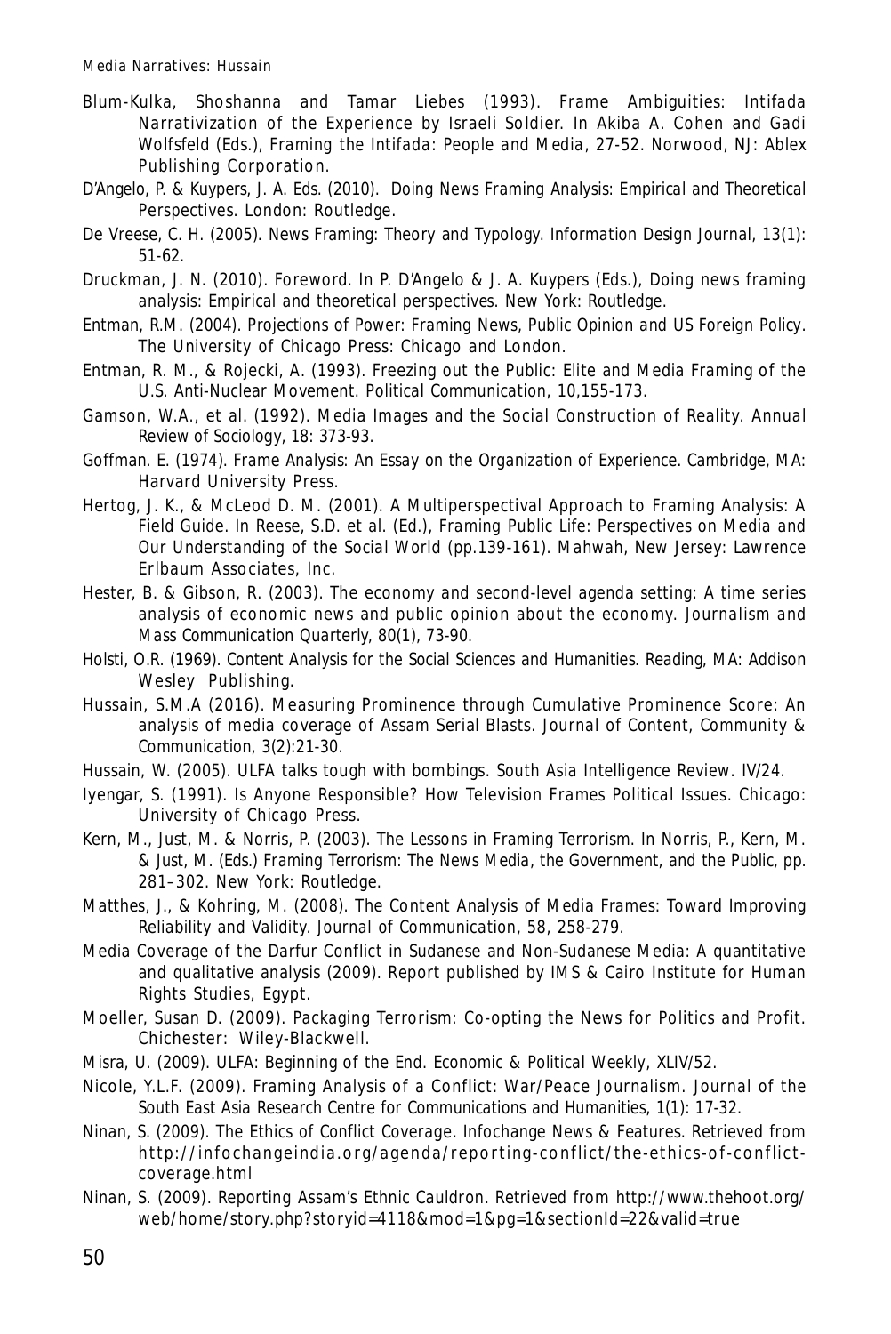Blum-Kulka, Shoshanna and Tamar Liebes (1993). Frame Ambiguities: Intifada Narrativization of the Experience by Israeli Soldier. In Akiba A. Cohen and Gadi Wolfsfeld (Eds.), Framing the Intifada: People and Media, 27-52. Norwood, NJ: Ablex Publishing Corporation.

D'Angelo, P. & Kuypers, J. A. Eds. (2010). Doing News Framing Analysis: Empirical and Theoretical Perspectives. London: Routledge.

De Vreese, C. H. (2005). News Framing: Theory and Typology. Information Design Journal, 13(1): 51-62.

Druckman, J. N. (2010). Foreword. In P. D'Angelo & J. A. Kuypers (Eds.), Doing news framing analysis: Empirical and theoretical perspectives. New York: Routledge.

Entman, R.M. (2004). Projections of Power: Framing News, Public Opinion and US Foreign Policy. The University of Chicago Press: Chicago and London.

Entman, R. M., & Rojecki, A. (1993). Freezing out the Public: Elite and Media Framing of the U.S. Anti-Nuclear Movement. Political Communication, 10,155-173.

Gamson, W.A., et al. (1992). Media Images and the Social Construction of Reality. Annual Review of Sociology, 18: 373-93.

Goffman. E. (1974). Frame Analysis: An Essay on the Organization of Experience. Cambridge, MA: Harvard University Press.

Hertog, J. K., & McLeod D. M. (2001). A Multiperspectival Approach to Framing Analysis: A Field Guide. In Reese, S.D. et al. (Ed.), Framing Public Life: Perspectives on Media and Our Understanding of the Social World (pp.139-161). Mahwah, New Jersey: Lawrence Erlbaum Associates, Inc.

Hester, B. & Gibson, R. (2003). The economy and second-level agenda setting: A time series analysis of economic news and public opinion about the economy. Journalism and Mass Communication Quarterly, 80(1), 73-90.

Holsti, O.R. (1969). Content Analysis for the Social Sciences and Humanities. Reading, MA: Addison Wesley Publishing.

Hussain, S.M.A (2016). Measuring Prominence through Cumulative Prominence Score: An analysis of media coverage of Assam Serial Blasts. Journal of Content, Community & Communication, 3(2):21-30.

Hussain, W. (2005). ULFA talks tough with bombings. South Asia Intelligence Review. IV/24.

Iyengar, S. (1991). Is Anyone Responsible? How Television Frames Political Issues. Chicago: University of Chicago Press.

Kern, M., Just, M. & Norris, P. (2003). The Lessons in Framing Terrorism. In Norris, P., Kern, M. & Just, M. (Eds.) Framing Terrorism: The News Media, the Government, and the Public, pp. 281–302. New York: Routledge.

Matthes, J., & Kohring, M. (2008). The Content Analysis of Media Frames: Toward Improving Reliability and Validity. Journal of Communication, 58, 258-279.

Media Coverage of the Darfur Conflict in Sudanese and Non-Sudanese Media: A quantitative and qualitative analysis (2009). Report published by IMS & Cairo Institute for Human Rights Studies, Egypt.

Moeller, Susan D. (2009). Packaging Terrorism: Co-opting the News for Politics and Profit. Chichester: Wiley-Blackwell.

Misra, U. (2009). ULFA: Beginning of the End. Economic & Political Weekly, XLIV/52.

Nicole, Y.L.F. (2009). Framing Analysis of a Conflict: War/Peace Journalism. Journal of the South East Asia Research Centre for Communications and Humanities, 1(1): 17-32.

Ninan, S. (2009). The Ethics of Conflict Coverage. Infochange News & Features. Retrieved from http://infochangeindia.org/agenda/reporting-conflict/the-ethics-of-conflict-coverage.html

Ninan, S. (2009). Reporting Assam's Ethnic Cauldron. Retrieved from http://www.thehoot.org/web/home/story.php?storyid=4118&mod=1&pg=1&sectionId=22&valid=true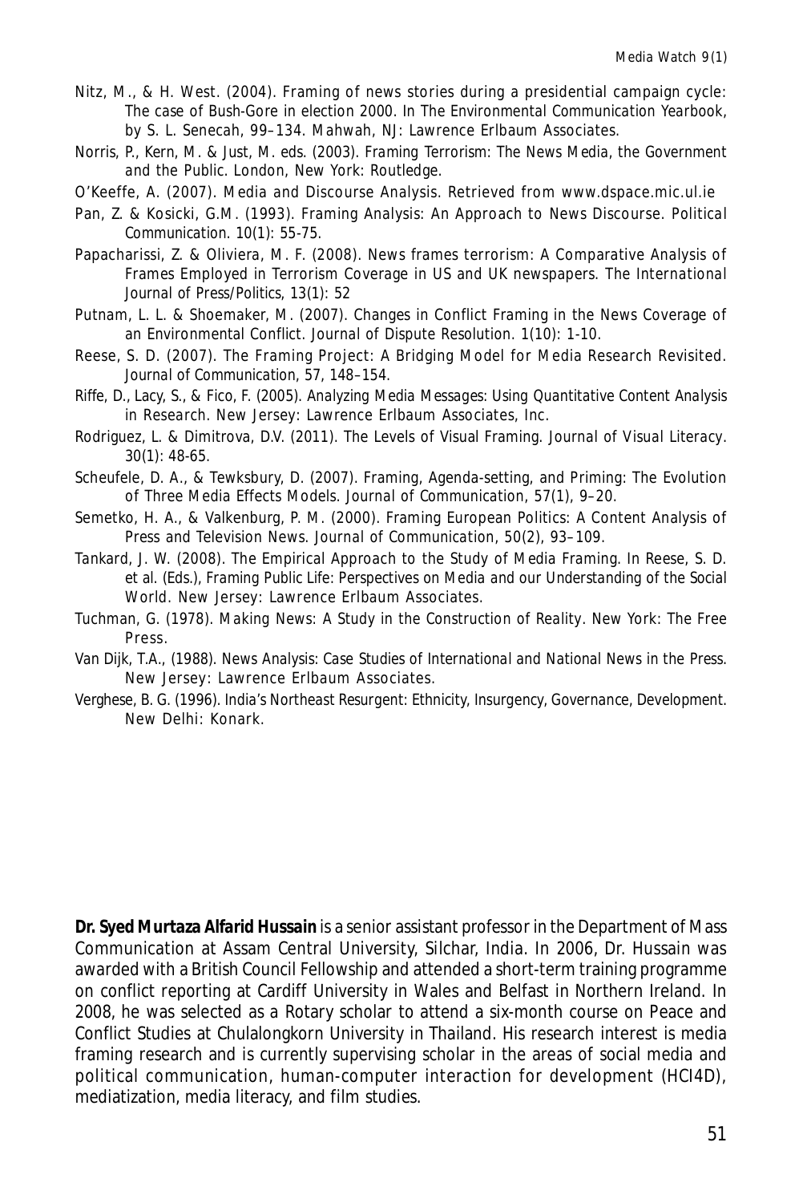Nitz, M., & H. West. (2004). Framing of news stories during a presidential campaign cycle: The case of Bush-Gore in election 2000. In *The Environmental Communication Yearbook*, by S. L. Senecah, 99–134. Mahwah, NJ: Lawrence Erlbaum Associates.

Norris, P., Kern, M. & Just, M. eds. (2003). *Framing Terrorism: The News Media, the Government and the Public*. London, New York: Routledge.

O'Keeffe, A. (2007). Media and Discourse Analysis. Retrieved from www.dspace.mic.ul.ie

Pan, Z. & Kosicki, G.M. (1993). Framing Analysis: An Approach to News Discourse. *Political Communication*. 10(1): 55-75.

Papacharissi, Z. & Oliviera, M. F. (2008). News frames terrorism: A Comparative Analysis of Frames Employed in Terrorism Coverage in US and UK newspapers. *The International Journal of Press/Politics*, 13(1): 52

Putnam, L. L. & Shoemaker, M. (2007). Changes in Conflict Framing in the News Coverage of an Environmental Conflict. *Journal of Dispute Resolution*. 1(10): 1-10.

Reese, S. D. (2007). The Framing Project: A Bridging Model for Media Research Revisited. *Journal of Communication*, 57, 148–154.

Riffe, D., Lacy, S., & Fico, F. (2005). *Analyzing Media Messages: Using Quantitative Content Analysis in Research*. New Jersey: Lawrence Erlbaum Associates, Inc.

Rodriguez, L. & Dimitrova, D.V. (2011). The Levels of Visual Framing. *Journal of Visual Literacy*. 30(1): 48-65.

Scheufele, D. A., & Tewksbury, D. (2007). Framing, Agenda-setting, and Priming: The Evolution of Three Media Effects Models. *Journal of Communication*, 57(1), 9–20.

Semetko, H. A., & Valkenburg, P. M. (2000). Framing European Politics: A Content Analysis of Press and Television News. *Journal of Communication*, 50(2), 93–109.

Tankard, J. W. (2008). The Empirical Approach to the Study of Media Framing. In Reese, S. D. et al. (Eds.), *Framing Public Life: Perspectives on Media and our Understanding of the Social World*. New Jersey: Lawrence Erlbaum Associates.

Tuchman, G. (1978). *Making News: A Study in the Construction of Reality*. New York: The Free Press.

Van Dijk, T.A., (1988). *News Analysis: Case Studies of International and National News in the Press*. New Jersey: Lawrence Erlbaum Associates.

Verghese, B. G. (1996). *India's Northeast Resurgent: Ethnicity, Insurgency, Governance, Development*. New Delhi: Konark.

**Dr. Syed Murtaza Alfarid Hussain** is a senior assistant professor in the Department of Mass Communication at Assam Central University, Silchar, India. In 2006, Dr. Hussain was awarded with a British Council Fellowship and attended a short-term training programme on conflict reporting at Cardiff University in Wales and Belfast in Northern Ireland. In 2008, he was selected as a Rotary scholar to attend a six-month course on Peace and Conflict Studies at Chulalongkorn University in Thailand. His research interest is media framing research and is currently supervising scholar in the areas of social media and political communication, human-computer interaction for development (HCI4D), mediatization, media literacy, and film studies.